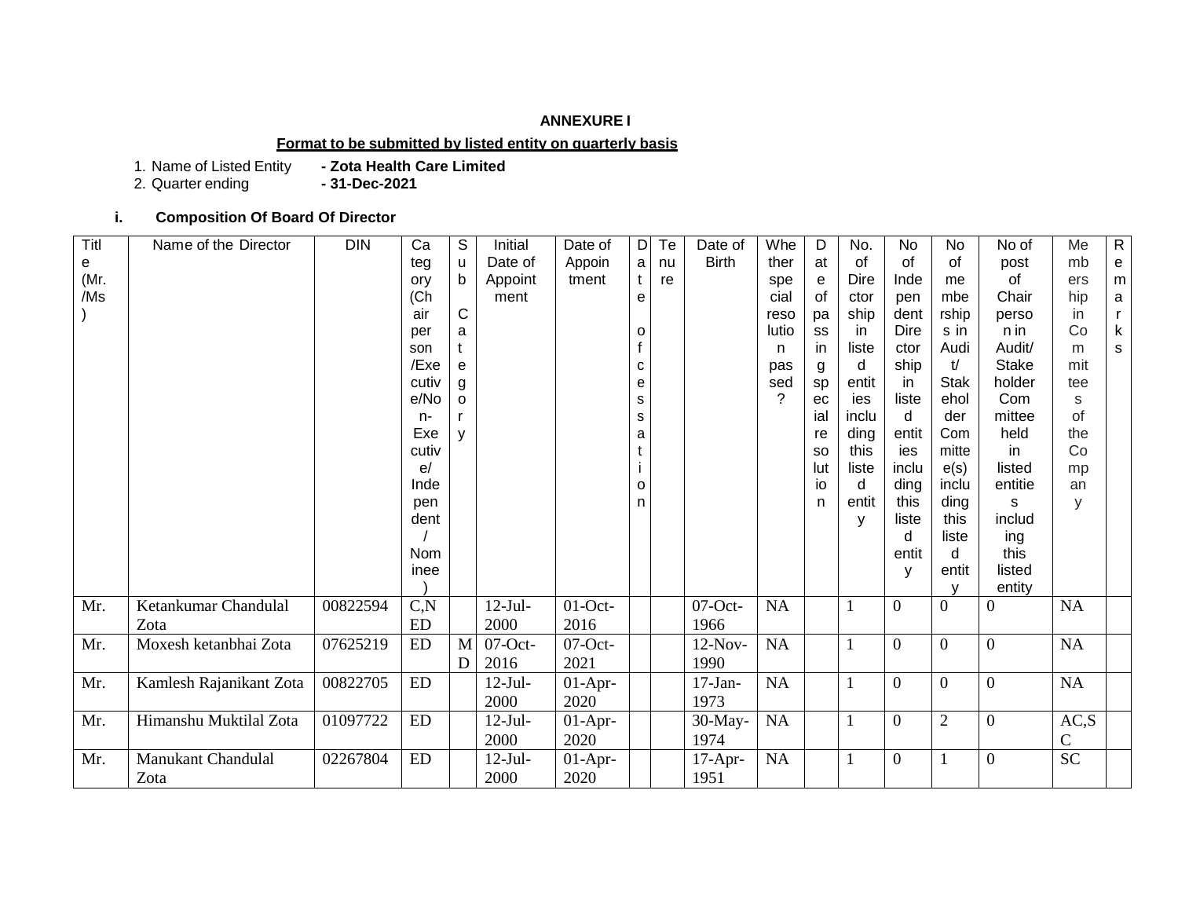**ANNEXURE I**

**Format to be submitted by listed entity on quarterly basis**

1. Name of Listed Entity **- Zota Health Care Limited**
2. Quarter ending **- 31-Dec-2021**

### i. Composition Of Board Of Director

| Title (Mr./Ms) | Name of the Director | DIN | Category (Chairperson/Executive/Non-Executive/Independent/Nominee) | Sub Category | Initial Date of Appointment | Date of Appointment | Date of cessation | Tenure | Date of Birth | Whether special resolution passed? | Date of passing special resolution | No. of Directorship in listed entities including this listed entity | No of Independent Directorship in listed entities including this listed entity | No of memberships in Audit/Stakeholder Committee(s) including this listed entity | No of post of Chairperson in Audit/Stakeholder Committee held in listed entities including this listed entity | Memberships in Committees of the Company | Remarks |
|---|---|---|---|---|---|---|---|---|---|---|---|---|---|---|---|---|---|
| Mr. | Ketankumar Chandulal Zota | 00822594 | C,NED | | 12-Jul-2000 | 01-Oct-2016 | | | 07-Oct-1966 | NA | | 1 | 0 | 0 | 0 | NA | |
| Mr. | Moxesh ketanbhai Zota | 07625219 | ED | MD | 07-Oct-2016 | 07-Oct-2021 | | | 12-Nov-1990 | NA | | 1 | 0 | 0 | 0 | NA | |
| Mr. | Kamlesh Rajanikant Zota | 00822705 | ED | | 12-Jul-2000 | 01-Apr-2020 | | | 17-Jan-1973 | NA | | 1 | 0 | 0 | 0 | NA | |
| Mr. | Himanshu Muktilal Zota | 01097722 | ED | | 12-Jul-2000 | 01-Apr-2020 | | | 30-May-1974 | NA | | 1 | 0 | 2 | 0 | AC,SC | |
| Mr. | Manukant Chandulal Zota | 02267804 | ED | | 12-Jul-2000 | 01-Apr-2020 | | | 17-Apr-1951 | NA | | 1 | 0 | 1 | 0 | SC | |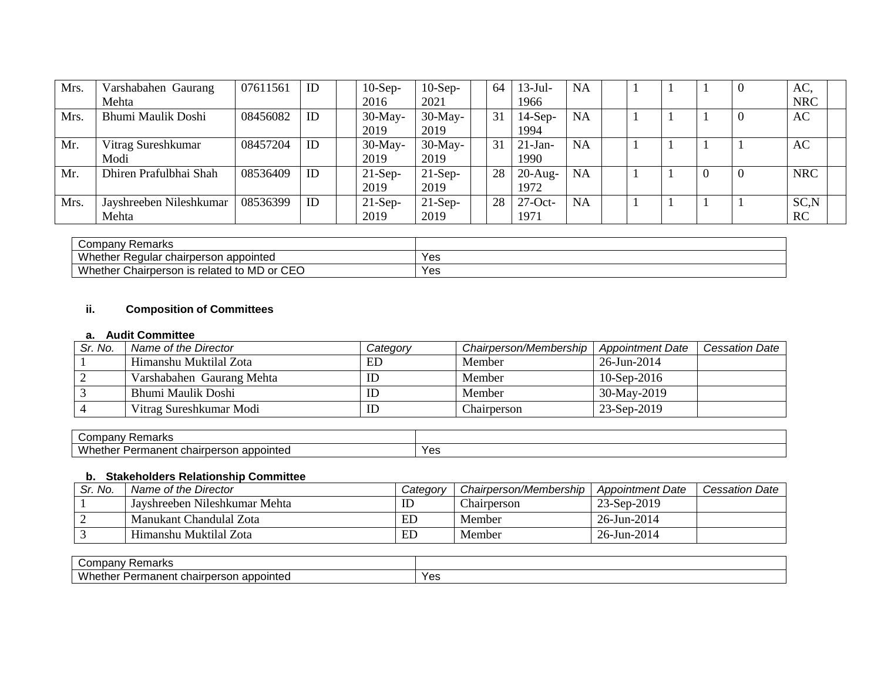| Mrs. | Varshabahen Gaurang Mehta | 07611561 | ID | | 10-Sep-2016 | 10-Sep-2021 | | 64 | 13-Jul-1966 | NA | | 1 | 1 | 1 | 0 | AC, NRC | |
|---|---|---|---|---|---|---|---|---|---|---|---|---|---|---|---|---|---|
| Mrs. | Bhumi Maulik Doshi | 08456082 | ID | | 30-May-2019 | 30-May-2019 | | 31 | 14-Sep-1994 | NA | | 1 | 1 | 1 | 0 | AC | |
| Mr. | Vitrag Sureshkumar Modi | 08457204 | ID | | 30-May-2019 | 30-May-2019 | | 31 | 21-Jan-1990 | NA | | 1 | 1 | 1 | 1 | AC | |
| Mr. | Dhiren Prafulbhai Shah | 08536409 | ID | | 21-Sep-2019 | 21-Sep-2019 | | 28 | 20-Aug-1972 | NA | | 1 | 1 | 0 | 0 | NRC | |
| Mrs. | Jayshreeben Nileshkumar Mehta | 08536399 | ID | | 21-Sep-2019 | 21-Sep-2019 | | 28 | 27-Oct-1971 | NA | | 1 | 1 | 1 | 1 | SC,NRC | |

| Company Remarks | |
|---|---|
| Whether Regular chairperson appointed | Yes |
| Whether Chairperson is related to MD or CEO | Yes |

### ii. Composition of Committees

#### a. Audit Committee

| *Sr. No.* | *Name of the Director* | *Category* | *Chairperson/Membership* | *Appointment Date* | *Cessation Date* |
|---|---|---|---|---|---|
| 1 | Himanshu Muktilal Zota | ED | Member | 26-Jun-2014 | |
| 2 | Varshabahen Gaurang Mehta | ID | Member | 10-Sep-2016 | |
| 3 | Bhumi Maulik Doshi | ID | Member | 30-May-2019 | |
| 4 | Vitrag Sureshkumar Modi | ID | Chairperson | 23-Sep-2019 | |

| Company Remarks | |
|---|---|
| Whether Permanent chairperson appointed | Yes |

#### b. Stakeholders Relationship Committee

| *Sr. No.* | *Name of the Director* | *Category* | *Chairperson/Membership* | *Appointment Date* | *Cessation Date* |
|---|---|---|---|---|---|
| 1 | Jayshreeben Nileshkumar Mehta | ID | Chairperson | 23-Sep-2019 | |
| 2 | Manukant Chandulal Zota | ED | Member | 26-Jun-2014 | |
| 3 | Himanshu Muktilal Zota | ED | Member | 26-Jun-2014 | |

| Company Remarks | |
|---|---|
| Whether Permanent chairperson appointed | Yes |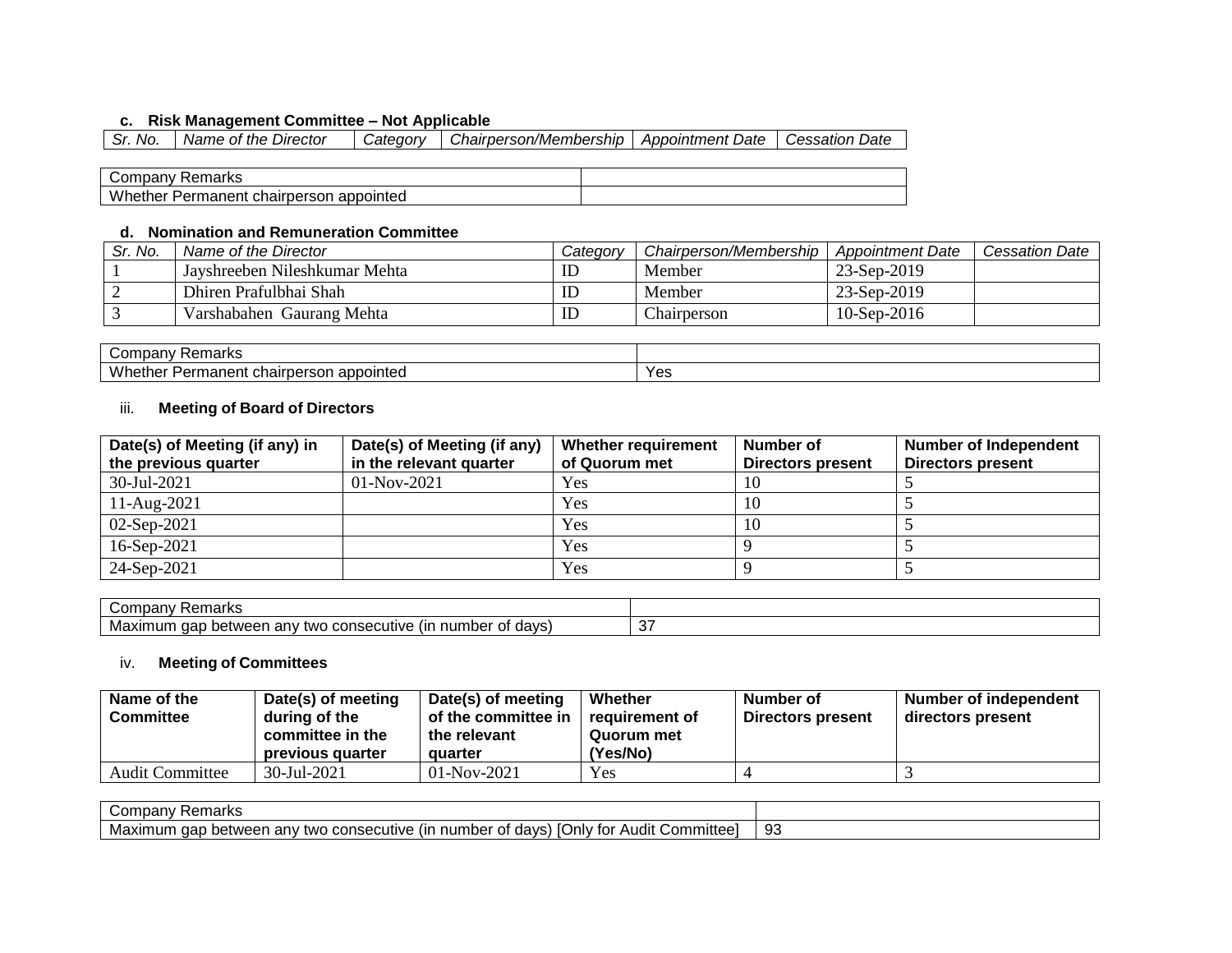### c. Risk Management Committee – Not Applicable

| *Sr. No.* | *Name of the Director* | *Category* | *Chairperson/Membership* | *Appointment Date* | *Cessation Date* |
|---|---|---|---|---|---|

| Company Remarks | |
|---|---|
| Whether Permanent chairperson appointed | |

### d. Nomination and Remuneration Committee

| *Sr. No.* | *Name of the Director* | *Category* | *Chairperson/Membership* | *Appointment Date* | *Cessation Date* |
|---|---|---|---|---|---|
| 1 | Jayshreeben Nileshkumar Mehta | ID | Member | 23-Sep-2019 | |
| 2 | Dhiren Prafulbhai Shah | ID | Member | 23-Sep-2019 | |
| 3 | Varshabahen Gaurang Mehta | ID | Chairperson | 10-Sep-2016 | |

| Company Remarks | |
|---|---|
| Whether Permanent chairperson appointed | Yes |

### iii. Meeting of Board of Directors

| Date(s) of Meeting (if any) in the previous quarter | Date(s) of Meeting (if any) in the relevant quarter | Whether requirement of Quorum met | Number of Directors present | Number of Independent Directors present |
|---|---|---|---|---|
| 30-Jul-2021 | 01-Nov-2021 | Yes | 10 | 5 |
| 11-Aug-2021 | | Yes | 10 | 5 |
| 02-Sep-2021 | | Yes | 10 | 5 |
| 16-Sep-2021 | | Yes | 9 | 5 |
| 24-Sep-2021 | | Yes | 9 | 5 |

| Company Remarks | |
|---|---|
| Maximum gap between any two consecutive (in number of days) | 37 |

### iv. Meeting of Committees

| Name of the Committee | Date(s) of meeting during of the committee in the previous quarter | Date(s) of meeting of the committee in the relevant quarter | Whether requirement of Quorum met (Yes/No) | Number of Directors present | Number of independent directors present |
|---|---|---|---|---|---|
| Audit Committee | 30-Jul-2021 | 01-Nov-2021 | Yes | 4 | 3 |

| Company Remarks | |
|---|---|
| Maximum gap between any two consecutive (in number of days) [Only for Audit Committee] | 93 |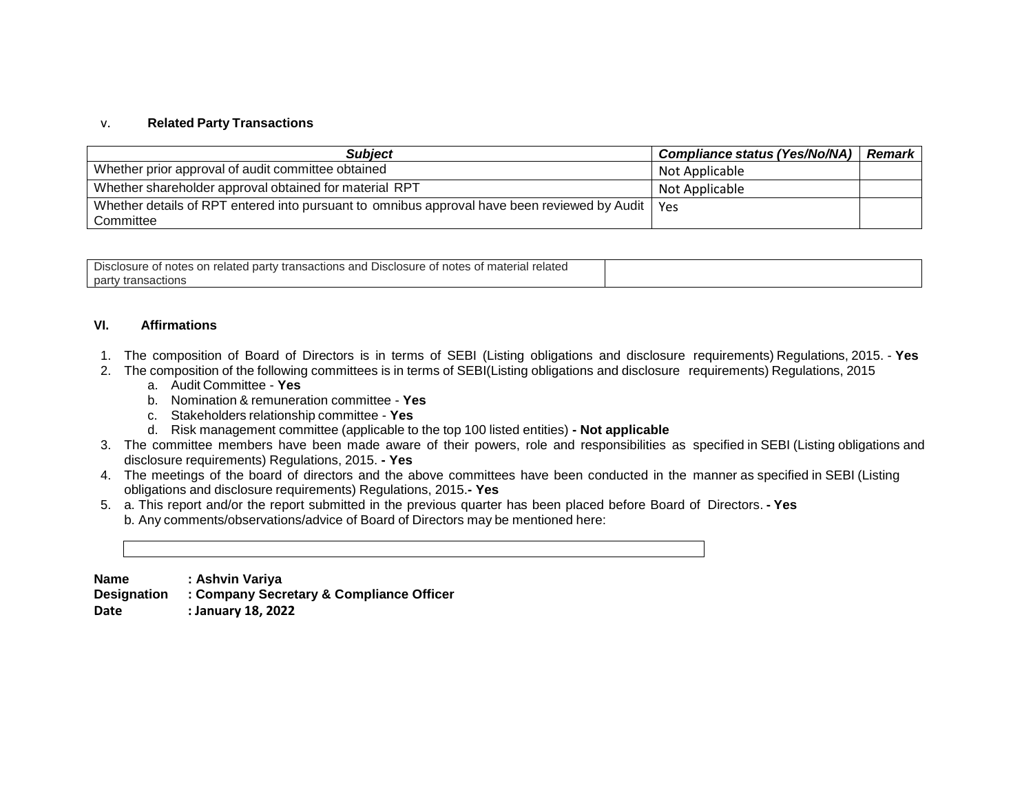v. **Related Party Transactions**

| *Subject* | *Compliance status (Yes/No/NA)* | *Remark* |
|---|---|---|
| Whether prior approval of audit committee obtained | Not Applicable | |
| Whether shareholder approval obtained for material RPT | Not Applicable | |
| Whether details of RPT entered into pursuant to omnibus approval have been reviewed by Audit Committee | Yes | |

| | |
|---|---|
| Disclosure of notes on related party transactions and Disclosure of notes of material related party transactions | |

**VI. Affirmations**

1. The composition of Board of Directors is in terms of SEBI (Listing obligations and disclosure requirements) Regulations, 2015. - **Yes**
2. The composition of the following committees is in terms of SEBI(Listing obligations and disclosure requirements) Regulations, 2015
   a. Audit Committee - **Yes**
   b. Nomination & remuneration committee - **Yes**
   c. Stakeholders relationship committee - **Yes**
   d. Risk management committee (applicable to the top 100 listed entities) **- Not applicable**
3. The committee members have been made aware of their powers, role and responsibilities as specified in SEBI (Listing obligations and disclosure requirements) Regulations, 2015. **- Yes**
4. The meetings of the board of directors and the above committees have been conducted in the manner as specified in SEBI (Listing obligations and disclosure requirements) Regulations, 2015.**- Yes**
5. a. This report and/or the report submitted in the previous quarter has been placed before Board of Directors. **- Yes**
   b. Any comments/observations/advice of Board of Directors may be mentioned here:

**Name : Ashvin Variya**
**Designation : Company Secretary & Compliance Officer**
**Date : January 18, 2022**